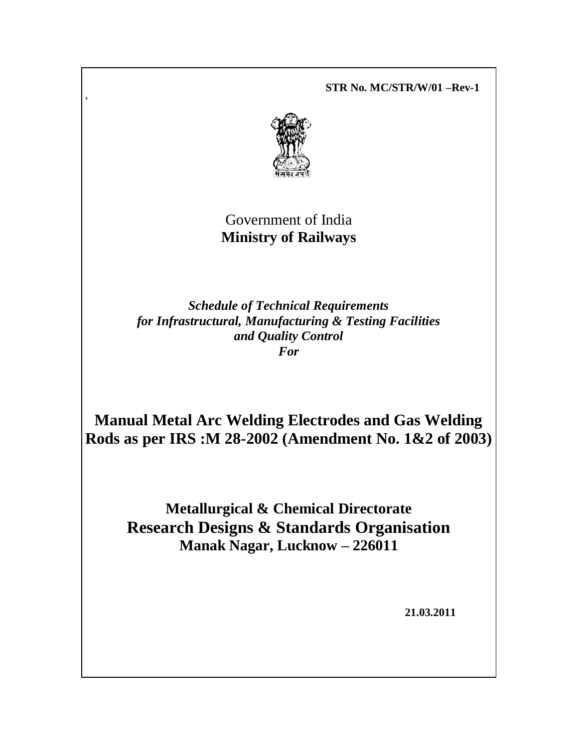**STR No. MC/STR/W/01 –Rev-1**

Government of India

**Ministry of Railways**

***Schedule of Technical Requirements for Infrastructural, Manufacturing & Testing Facilities and Quality Control For***

# Manual Metal Arc Welding Electrodes and Gas Welding Rods as per IRS :M 28-2002 (Amendment No. 1&2 of 2003)

**Metallurgical & Chemical Directorate**

**Research Designs & Standards Organisation**

**Manak Nagar, Lucknow – 226011**

**21.03.2011**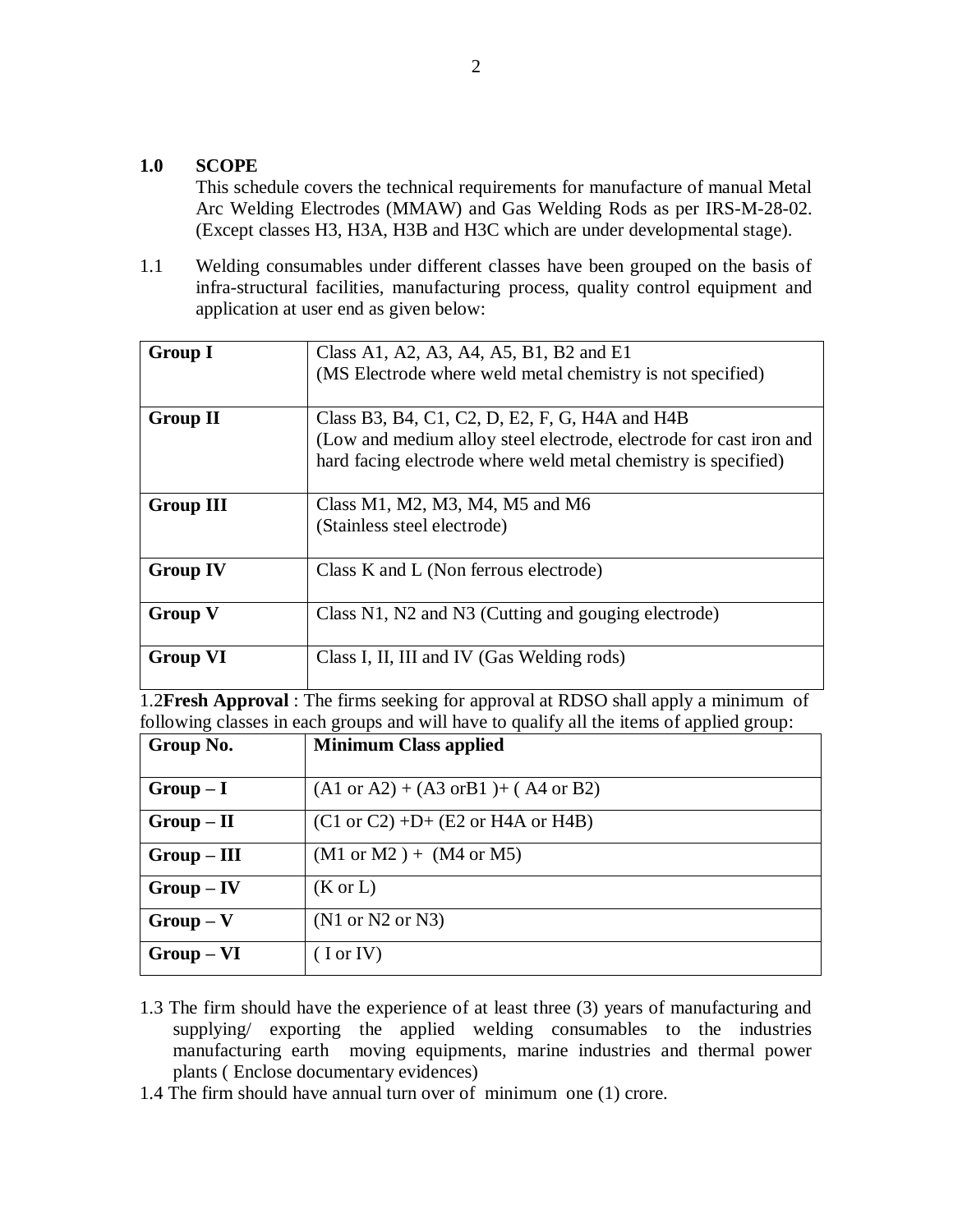## 1.0 SCOPE

This schedule covers the technical requirements for manufacture of manual Metal Arc Welding Electrodes (MMAW) and Gas Welding Rods as per IRS-M-28-02. (Except classes H3, H3A, H3B and H3C which are under developmental stage).

1.1 Welding consumables under different classes have been grouped on the basis of infra-structural facilities, manufacturing process, quality control equipment and application at user end as given below:

| | |
|---|---|
| **Group I** | Class A1, A2, A3, A4, A5, B1, B2 and E1 (MS Electrode where weld metal chemistry is not specified) |
| **Group II** | Class B3, B4, C1, C2, D, E2, F, G, H4A and H4B (Low and medium alloy steel electrode, electrode for cast iron and hard facing electrode where weld metal chemistry is specified) |
| **Group III** | Class M1, M2, M3, M4, M5 and M6 (Stainless steel electrode) |
| **Group IV** | Class K and L (Non ferrous electrode) |
| **Group V** | Class N1, N2 and N3 (Cutting and gouging electrode) |
| **Group VI** | Class I, II, III and IV (Gas Welding rods) |

1.2 **Fresh Approval** : The firms seeking for approval at RDSO shall apply a minimum of following classes in each groups and will have to qualify all the items of applied group:

| Group No. | Minimum Class applied |
|---|---|
| **Group – I** | (A1 or A2) + (A3 orB1 )+ ( A4 or B2) |
| **Group – II** | (C1 or C2) +D+ (E2 or H4A or H4B) |
| **Group – III** | (M1 or M2 ) + (M4 or M5) |
| **Group – IV** | (K or L) |
| **Group – V** | (N1 or N2 or N3) |
| **Group – VI** | ( I or IV) |

1.3 The firm should have the experience of at least three (3) years of manufacturing and supplying/ exporting the applied welding consumables to the industries manufacturing earth moving equipments, marine industries and thermal power plants ( Enclose documentary evidences)

1.4 The firm should have annual turn over of minimum one (1) crore.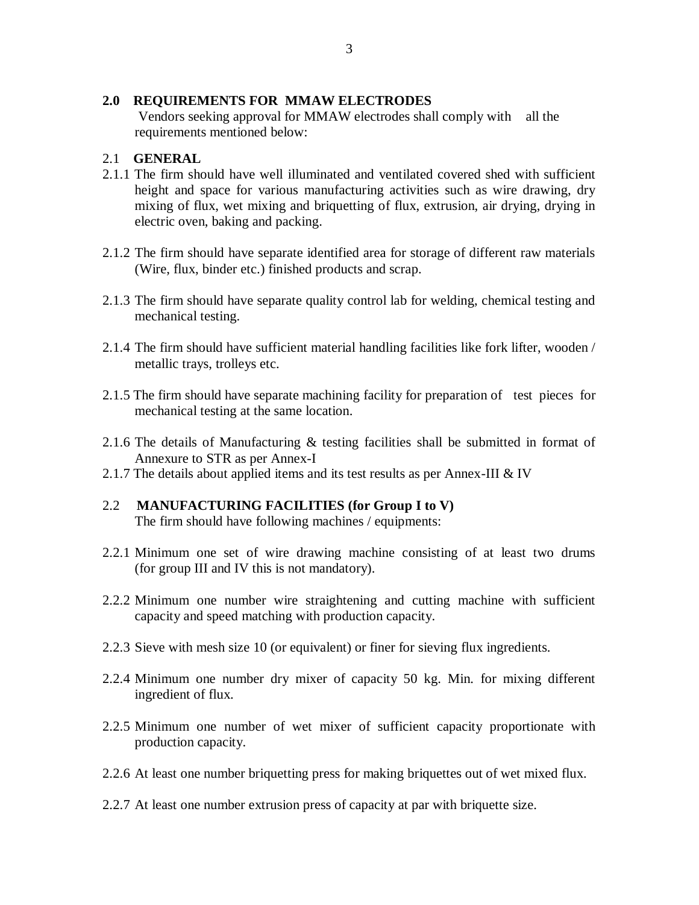## 2.0 REQUIREMENTS FOR MMAW ELECTRODES

Vendors seeking approval for MMAW electrodes shall comply with all the requirements mentioned below:

### 2.1 GENERAL

2.1.1 The firm should have well illuminated and ventilated covered shed with sufficient height and space for various manufacturing activities such as wire drawing, dry mixing of flux, wet mixing and briquetting of flux, extrusion, air drying, drying in electric oven, baking and packing.

2.1.2 The firm should have separate identified area for storage of different raw materials (Wire, flux, binder etc.) finished products and scrap.

2.1.3 The firm should have separate quality control lab for welding, chemical testing and mechanical testing.

2.1.4 The firm should have sufficient material handling facilities like fork lifter, wooden / metallic trays, trolleys etc.

2.1.5 The firm should have separate machining facility for preparation of test pieces for mechanical testing at the same location.

2.1.6 The details of Manufacturing & testing facilities shall be submitted in format of Annexure to STR as per Annex-I

2.1.7 The details about applied items and its test results as per Annex-III & IV

### 2.2 MANUFACTURING FACILITIES (for Group I to V)

The firm should have following machines / equipments:

2.2.1 Minimum one set of wire drawing machine consisting of at least two drums (for group III and IV this is not mandatory).

2.2.2 Minimum one number wire straightening and cutting machine with sufficient capacity and speed matching with production capacity.

2.2.3 Sieve with mesh size 10 (or equivalent) or finer for sieving flux ingredients.

2.2.4 Minimum one number dry mixer of capacity 50 kg. Min. for mixing different ingredient of flux.

2.2.5 Minimum one number of wet mixer of sufficient capacity proportionate with production capacity.

2.2.6 At least one number briquetting press for making briquettes out of wet mixed flux.

2.2.7 At least one number extrusion press of capacity at par with briquette size.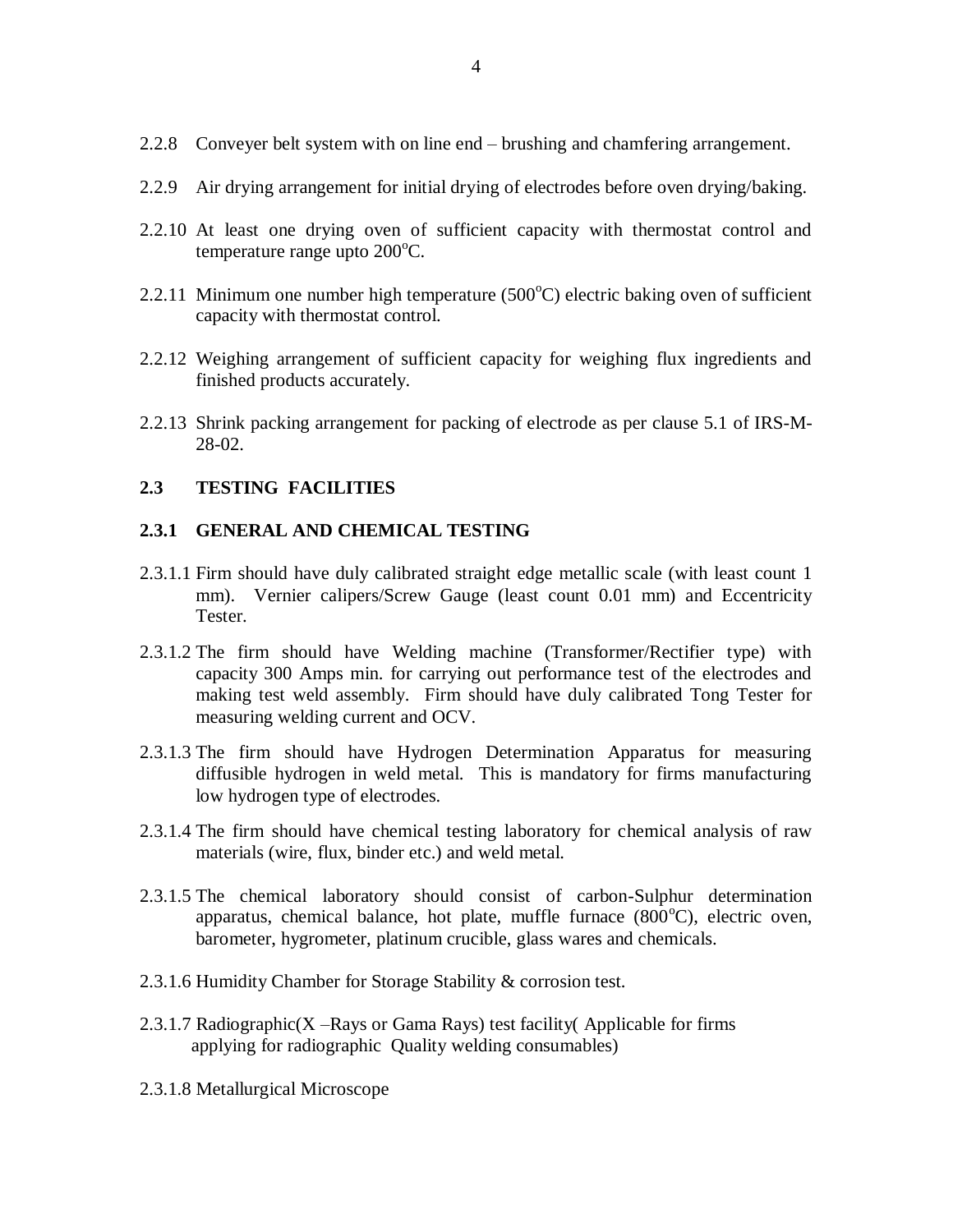2.2.8 Conveyer belt system with on line end – brushing and chamfering arrangement.

2.2.9 Air drying arrangement for initial drying of electrodes before oven drying/baking.

2.2.10 At least one drying oven of sufficient capacity with thermostat control and temperature range upto 200$^{o}$C.

2.2.11 Minimum one number high temperature (500$^{o}$C) electric baking oven of sufficient capacity with thermostat control.

2.2.12 Weighing arrangement of sufficient capacity for weighing flux ingredients and finished products accurately.

2.2.13 Shrink packing arrangement for packing of electrode as per clause 5.1 of IRS-M-28-02.

## 2.3 TESTING FACILITIES

### 2.3.1 GENERAL AND CHEMICAL TESTING

2.3.1.1 Firm should have duly calibrated straight edge metallic scale (with least count 1 mm). Vernier calipers/Screw Gauge (least count 0.01 mm) and Eccentricity Tester.

2.3.1.2 The firm should have Welding machine (Transformer/Rectifier type) with capacity 300 Amps min. for carrying out performance test of the electrodes and making test weld assembly. Firm should have duly calibrated Tong Tester for measuring welding current and OCV.

2.3.1.3 The firm should have Hydrogen Determination Apparatus for measuring diffusible hydrogen in weld metal. This is mandatory for firms manufacturing low hydrogen type of electrodes.

2.3.1.4 The firm should have chemical testing laboratory for chemical analysis of raw materials (wire, flux, binder etc.) and weld metal.

2.3.1.5 The chemical laboratory should consist of carbon-Sulphur determination apparatus, chemical balance, hot plate, muffle furnace (800$^{o}$C), electric oven, barometer, hygrometer, platinum crucible, glass wares and chemicals.

2.3.1.6 Humidity Chamber for Storage Stability & corrosion test.

2.3.1.7 Radiographic(X –Rays or Gama Rays) test facility( Applicable for firms applying for radiographic Quality welding consumables)

2.3.1.8 Metallurgical Microscope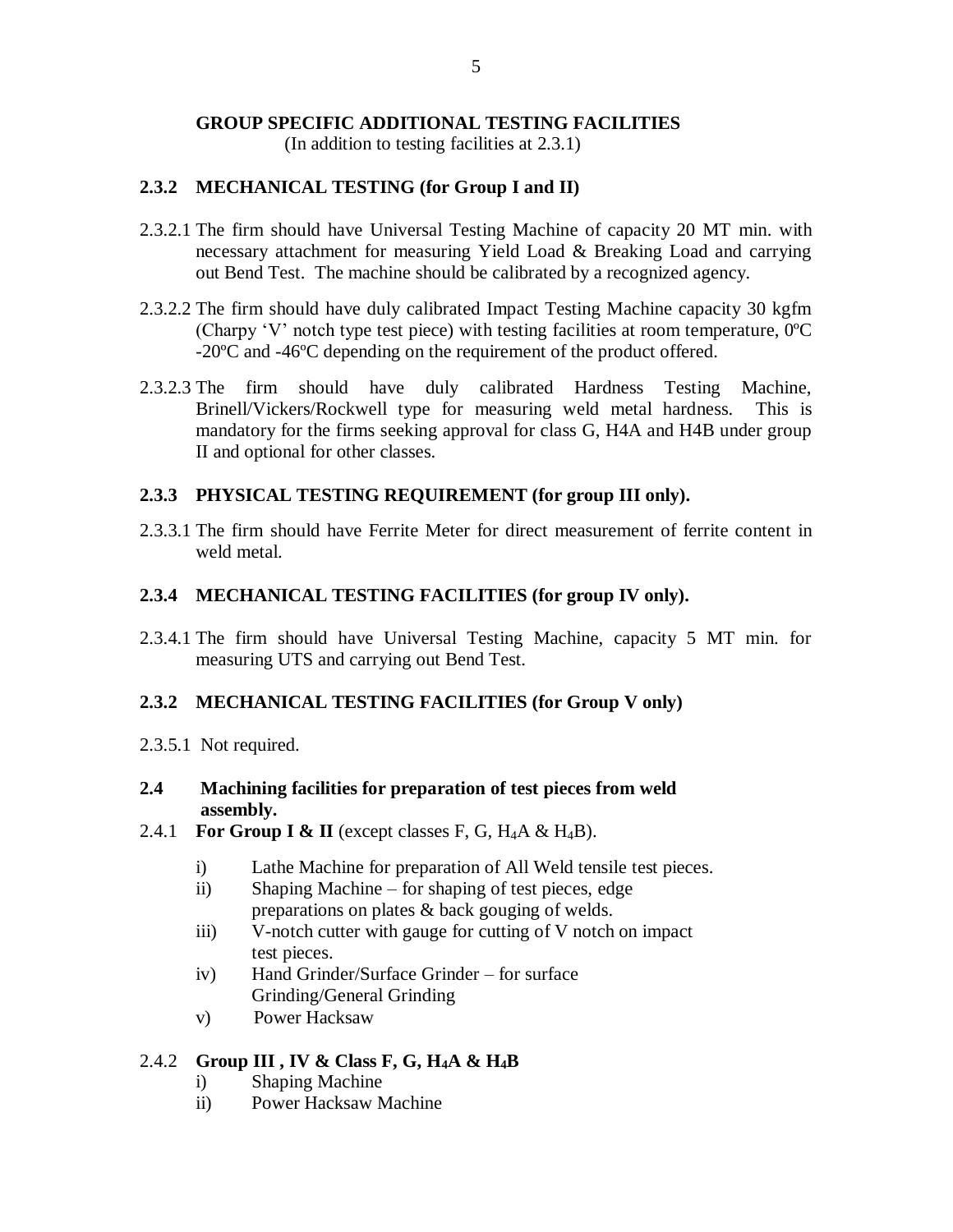**GROUP SPECIFIC ADDITIONAL TESTING FACILITIES**
(In addition to testing facilities at 2.3.1)

### 2.3.2 MECHANICAL TESTING (for Group I and II)

2.3.2.1 The firm should have Universal Testing Machine of capacity 20 MT min. with necessary attachment for measuring Yield Load & Breaking Load and carrying out Bend Test. The machine should be calibrated by a recognized agency.

2.3.2.2 The firm should have duly calibrated Impact Testing Machine capacity 30 kgfm (Charpy 'V' notch type test piece) with testing facilities at room temperature, 0ºC -20ºC and -46ºC depending on the requirement of the product offered.

2.3.2.3 The firm should have duly calibrated Hardness Testing Machine, Brinell/Vickers/Rockwell type for measuring weld metal hardness. This is mandatory for the firms seeking approval for class G, H4A and H4B under group II and optional for other classes.

### 2.3.3 PHYSICAL TESTING REQUIREMENT (for group III only).

2.3.3.1 The firm should have Ferrite Meter for direct measurement of ferrite content in weld metal.

### 2.3.4 MECHANICAL TESTING FACILITIES (for group IV only).

2.3.4.1 The firm should have Universal Testing Machine, capacity 5 MT min. for measuring UTS and carrying out Bend Test.

### 2.3.2 MECHANICAL TESTING FACILITIES (for Group V only)

2.3.5.1 Not required.

### 2.4 Machining facilities for preparation of test pieces from weld assembly.

2.4.1 **For Group I & II** (except classes F, G, $H_4A$ & $H_4B$).

i) Lathe Machine for preparation of All Weld tensile test pieces.
ii) Shaping Machine – for shaping of test pieces, edge preparations on plates & back gouging of welds.
iii) V-notch cutter with gauge for cutting of V notch on impact test pieces.
iv) Hand Grinder/Surface Grinder – for surface Grinding/General Grinding
v) Power Hacksaw

2.4.2 **Group III , IV & Class F, G, $H_4A$ & $H_4B$**

i) Shaping Machine
ii) Power Hacksaw Machine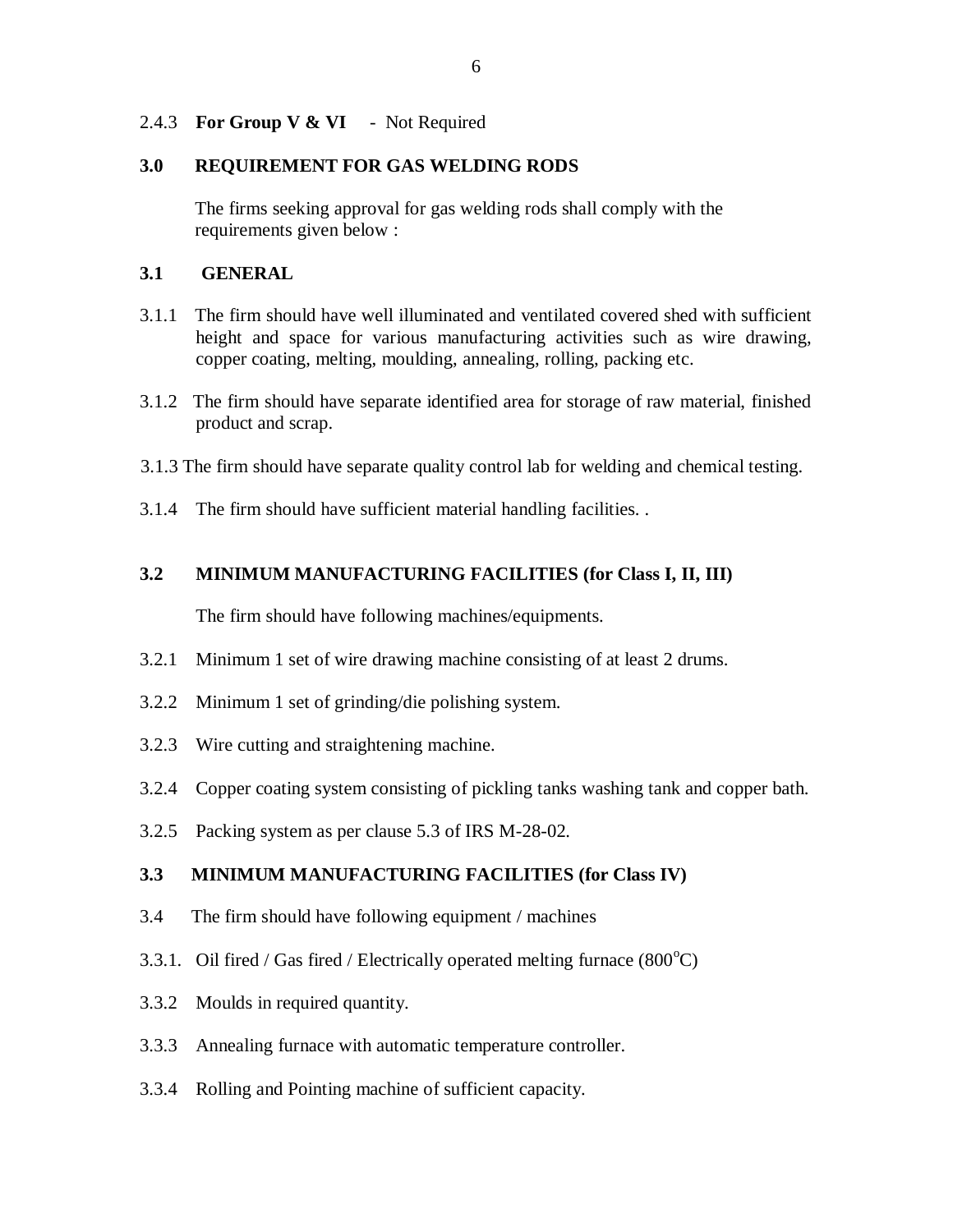2.4.3 **For Group V & VI** - Not Required

**3.0 REQUIREMENT FOR GAS WELDING RODS**

The firms seeking approval for gas welding rods shall comply with the requirements given below :

**3.1 GENERAL**

3.1.1 The firm should have well illuminated and ventilated covered shed with sufficient height and space for various manufacturing activities such as wire drawing, copper coating, melting, moulding, annealing, rolling, packing etc.

3.1.2 The firm should have separate identified area for storage of raw material, finished product and scrap.

3.1.3 The firm should have separate quality control lab for welding and chemical testing.

3.1.4 The firm should have sufficient material handling facilities. .

**3.2 MINIMUM MANUFACTURING FACILITIES (for Class I, II, III)**

The firm should have following machines/equipments.

3.2.1 Minimum 1 set of wire drawing machine consisting of at least 2 drums.

3.2.2 Minimum 1 set of grinding/die polishing system.

3.2.3 Wire cutting and straightening machine.

3.2.4 Copper coating system consisting of pickling tanks washing tank and copper bath.

3.2.5 Packing system as per clause 5.3 of IRS M-28-02.

**3.3 MINIMUM MANUFACTURING FACILITIES (for Class IV)**

3.4 The firm should have following equipment / machines

3.3.1. Oil fired / Gas fired / Electrically operated melting furnace (800°C)

3.3.2 Moulds in required quantity.

3.3.3 Annealing furnace with automatic temperature controller.

3.3.4 Rolling and Pointing machine of sufficient capacity.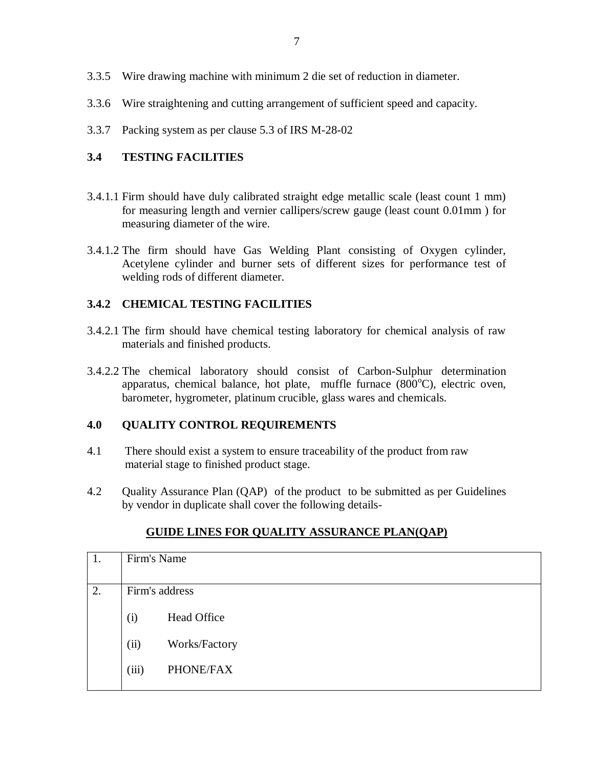3.3.5 Wire drawing machine with minimum 2 die set of reduction in diameter.

3.3.6 Wire straightening and cutting arrangement of sufficient speed and capacity.

3.3.7 Packing system as per clause 5.3 of IRS M-28-02

## 3.4 TESTING FACILITIES

3.4.1.1 Firm should have duly calibrated straight edge metallic scale (least count 1 mm) for measuring length and vernier callipers/screw gauge (least count 0.01mm ) for measuring diameter of the wire.

3.4.1.2 The firm should have Gas Welding Plant consisting of Oxygen cylinder, Acetylene cylinder and burner sets of different sizes for performance test of welding rods of different diameter.

### 3.4.2 CHEMICAL TESTING FACILITIES

3.4.2.1 The firm should have chemical testing laboratory for chemical analysis of raw materials and finished products.

3.4.2.2 The chemical laboratory should consist of Carbon-Sulphur determination apparatus, chemical balance, hot plate, muffle furnace ($800^oC$), electric oven, barometer, hygrometer, platinum crucible, glass wares and chemicals.

## 4.0 QUALITY CONTROL REQUIREMENTS

4.1 There should exist a system to ensure traceability of the product from raw material stage to finished product stage.

4.2 Quality Assurance Plan (QAP) of the product to be submitted as per Guidelines by vendor in duplicate shall cover the following details-

**GUIDE LINES FOR QUALITY ASSURANCE PLAN(QAP)**

| | |
|---|---|
| 1. | Firm's Name |
| 2. | Firm's address<br>(i) Head Office<br>(ii) Works/Factory<br>(iii) PHONE/FAX |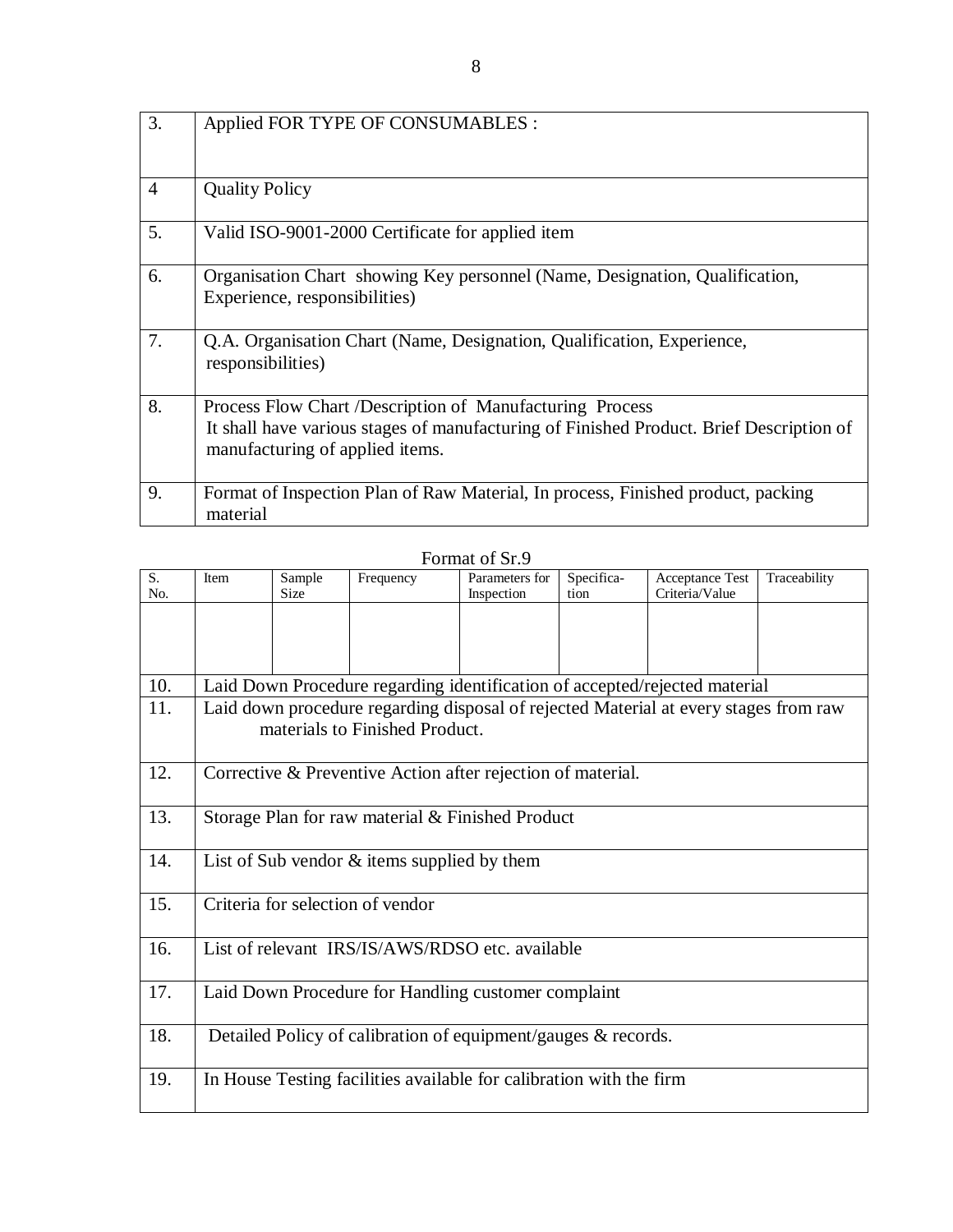| 3. | Applied FOR TYPE OF CONSUMABLES : |
|---|---|
| 4 | Quality Policy |
| 5. | Valid ISO-9001-2000 Certificate for applied item |
| 6. | Organisation Chart showing Key personnel (Name, Designation, Qualification, Experience, responsibilities) |
| 7. | Q.A. Organisation Chart (Name, Designation, Qualification, Experience, responsibilities) |
| 8. | Process Flow Chart /Description of Manufacturing Process<br>It shall have various stages of manufacturing of Finished Product. Brief Description of manufacturing of applied items. |
| 9. | Format of Inspection Plan of Raw Material, In process, Finished product, packing material |

Format of Sr.9

| S. No. | Item | Sample Size | Frequency | Parameters for Inspection | Specifica-tion | Acceptance Test Criteria/Value | Traceability |
|---|---|---|---|---|---|---|---|
| | | | | | | | |

| 10. | Laid Down Procedure regarding identification of accepted/rejected material |
|---|---|
| 11. | Laid down procedure regarding disposal of rejected Material at every stages from raw materials to Finished Product. |
| 12. | Corrective & Preventive Action after rejection of material. |
| 13. | Storage Plan for raw material & Finished Product |
| 14. | List of Sub vendor & items supplied by them |
| 15. | Criteria for selection of vendor |
| 16. | List of relevant IRS/IS/AWS/RDSO etc. available |
| 17. | Laid Down Procedure for Handling customer complaint |
| 18. | Detailed Policy of calibration of equipment/gauges & records. |
| 19. | In House Testing facilities available for calibration with the firm |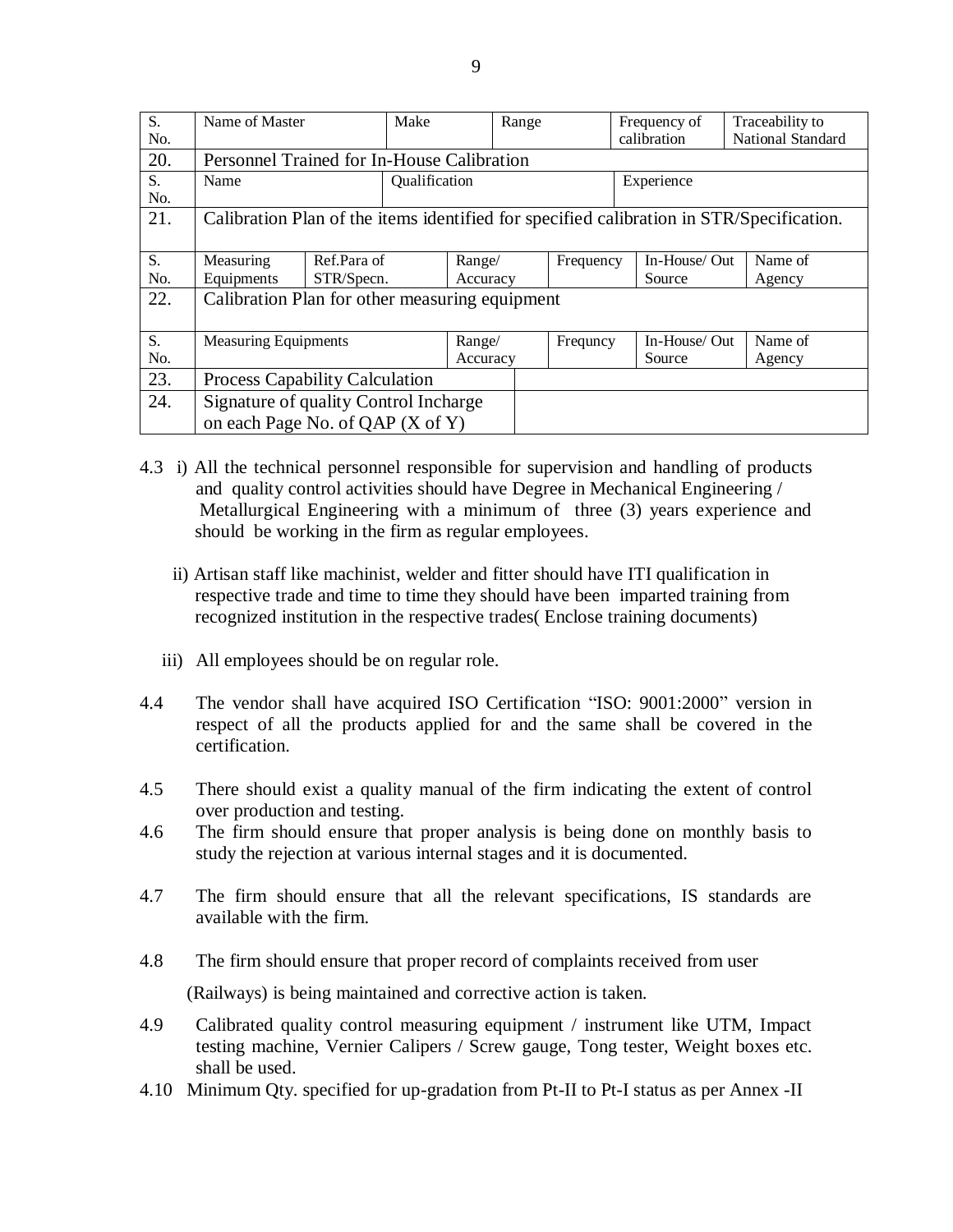| S. No. | Name of Master | | Make | | Range | | Frequency of calibration | | Traceability to National Standard |
|---|---|---|---|---|---|---|---|---|---|
| 20. | Personnel Trained for In-House Calibration | | | | | | | | |
| S. No. | Name | | Qualification | | | | Experience | | |
| 21. | Calibration Plan of the items identified for specified calibration in STR/Specification. | | | | | | | | |
| S. No. | Measuring Equipments | Ref.Para of STR/Specn. | | Range/ Accuracy | | Frequency | | In-House/ Out Source | Name of Agency |
| 22. | Calibration Plan for other measuring equipment | | | | | | | | |
| S. No. | Measuring Equipments | | | Range/ Accuracy | | Frequncy | | In-House/ Out Source | Name of Agency |
| 23. | Process Capability Calculation | | | | | | | | |
| 24. | Signature of quality Control Incharge on each Page No. of QAP (X of Y) | | | | | | | | |

4.3 i) All the technical personnel responsible for supervision and handling of products and quality control activities should have Degree in Mechanical Engineering / Metallurgical Engineering with a minimum of three (3) years experience and should be working in the firm as regular employees.

ii) Artisan staff like machinist, welder and fitter should have ITI qualification in respective trade and time to time they should have been imparted training from recognized institution in the respective trades( Enclose training documents)

iii) All employees should be on regular role.

4.4 The vendor shall have acquired ISO Certification "ISO: 9001:2000" version in respect of all the products applied for and the same shall be covered in the certification.

4.5 There should exist a quality manual of the firm indicating the extent of control over production and testing.

4.6 The firm should ensure that proper analysis is being done on monthly basis to study the rejection at various internal stages and it is documented.

4.7 The firm should ensure that all the relevant specifications, IS standards are available with the firm.

4.8 The firm should ensure that proper record of complaints received from user (Railways) is being maintained and corrective action is taken.

4.9 Calibrated quality control measuring equipment / instrument like UTM, Impact testing machine, Vernier Calipers / Screw gauge, Tong tester, Weight boxes etc. shall be used.

4.10 Minimum Qty. specified for up-gradation from Pt-II to Pt-I status as per Annex -II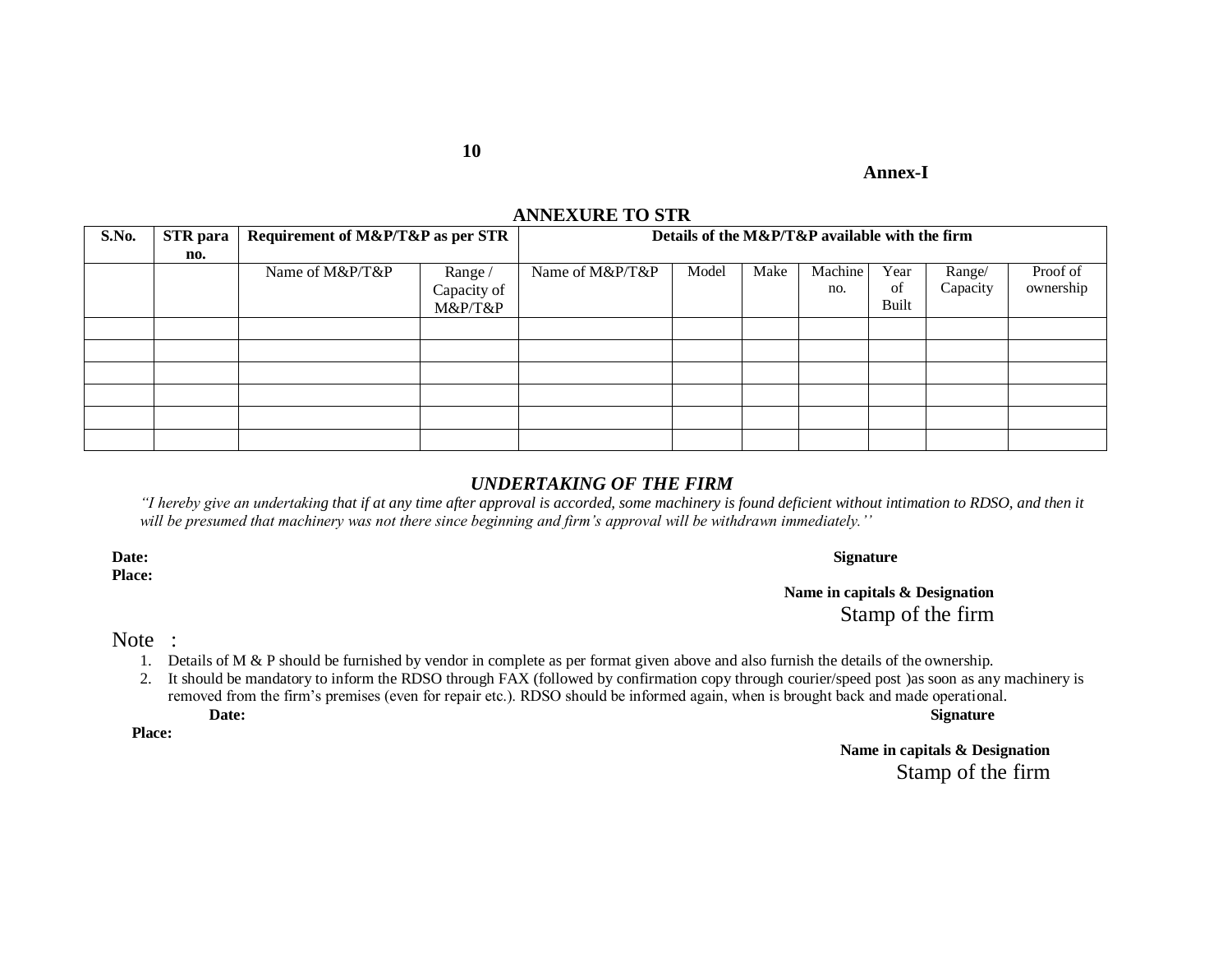**Annex-I**

## ANNEXURE TO STR

| S.No. | STR para no. | Requirement of M&P/T&P as per STR | | Details of the M&P/T&P available with the firm | | | | | | |
|---|---|---|---|---|---|---|---|---|---|---|
| | | Name of M&P/T&P | Range / Capacity of M&P/T&P | Name of M&P/T&P | Model | Make | Machine no. | Year of Built | Range/ Capacity | Proof of ownership |
| | | | | | | | | | | |
| | | | | | | | | | | |
| | | | | | | | | | | |
| | | | | | | | | | | |
| | | | | | | | | | | |
| | | | | | | | | | | |

### *UNDERTAKING OF THE FIRM*

*"I hereby give an undertaking that if at any time after approval is accorded, some machinery is found deficient without intimation to RDSO, and then it will be presumed that machinery was not there since beginning and firm's approval will be withdrawn immediately.''*

**Date:**
**Place:**

**Signature**

**Name in capitals & Designation**
Stamp of the firm

Note :

1. Details of M & P should be furnished by vendor in complete as per format given above and also furnish the details of the ownership.
2. It should be mandatory to inform the RDSO through FAX (followed by confirmation copy through courier/speed post )as soon as any machinery is removed from the firm's premises (even for repair etc.). RDSO should be informed again, when is brought back and made operational.

**Date:**
**Place:**

**Signature**

**Name in capitals & Designation**
Stamp of the firm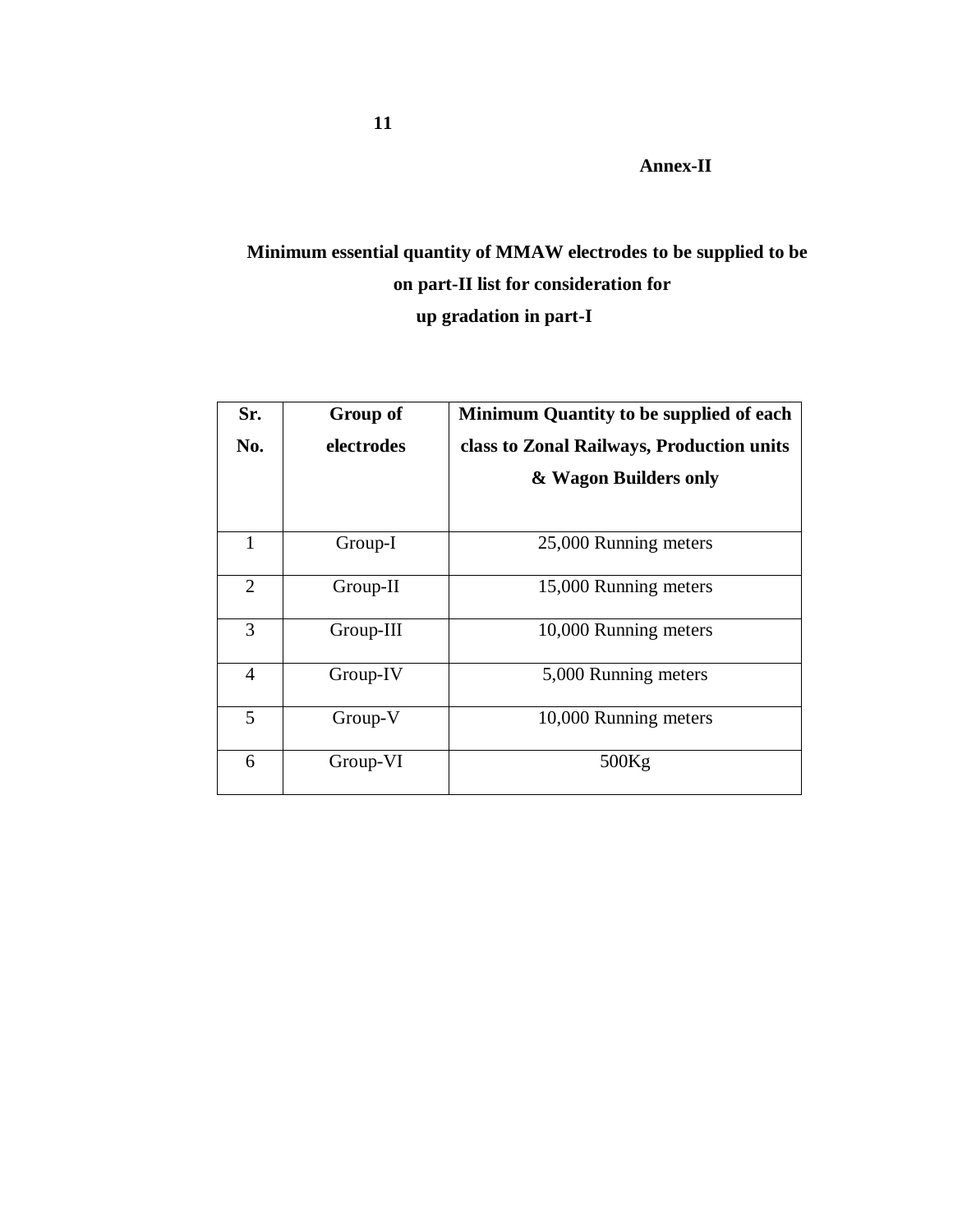**Annex-II**

## Minimum essential quantity of MMAW electrodes to be supplied to be on part-II list for consideration for up gradation in part-I

| Sr. No. | Group of electrodes | Minimum Quantity to be supplied of each class to Zonal Railways, Production units & Wagon Builders only |
|---|---|---|
| 1 | Group-I | 25,000 Running meters |
| 2 | Group-II | 15,000 Running meters |
| 3 | Group-III | 10,000 Running meters |
| 4 | Group-IV | 5,000 Running meters |
| 5 | Group-V | 10,000 Running meters |
| 6 | Group-VI | 500Kg |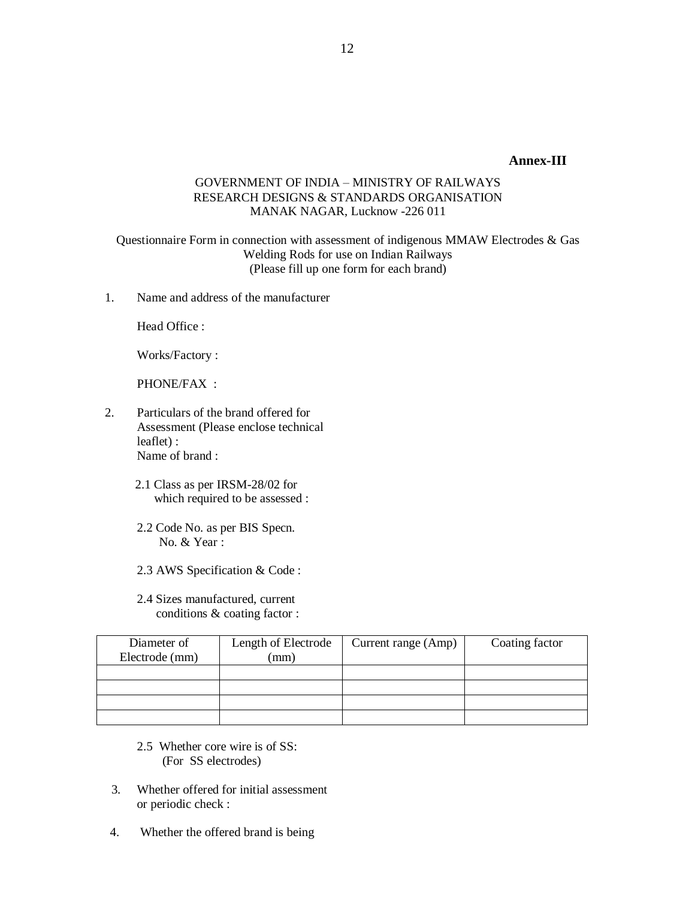**Annex-III**

GOVERNMENT OF INDIA – MINISTRY OF RAILWAYS
RESEARCH DESIGNS & STANDARDS ORGANISATION
MANAK NAGAR, Lucknow -226 011

Questionnaire Form in connection with assessment of indigenous MMAW Electrodes & Gas Welding Rods for use on Indian Railways
(Please fill up one form for each brand)

1. Name and address of the manufacturer

   Head Office :

   Works/Factory :

   PHONE/FAX :

2. Particulars of the brand offered for Assessment (Please enclose technical leaflet) :
   Name of brand :

   2.1 Class as per IRSM-28/02 for which required to be assessed :

   2.2 Code No. as per BIS Specn. No. & Year :

   2.3 AWS Specification & Code :

   2.4 Sizes manufactured, current conditions & coating factor :

| Diameter of Electrode (mm) | Length of Electrode (mm) | Current range (Amp) | Coating factor |
|---|---|---|---|
| | | | |
| | | | |
| | | | |
| | | | |

   2.5 Whether core wire is of SS:
   (For SS electrodes)

3. Whether offered for initial assessment or periodic check :

4. Whether the offered brand is being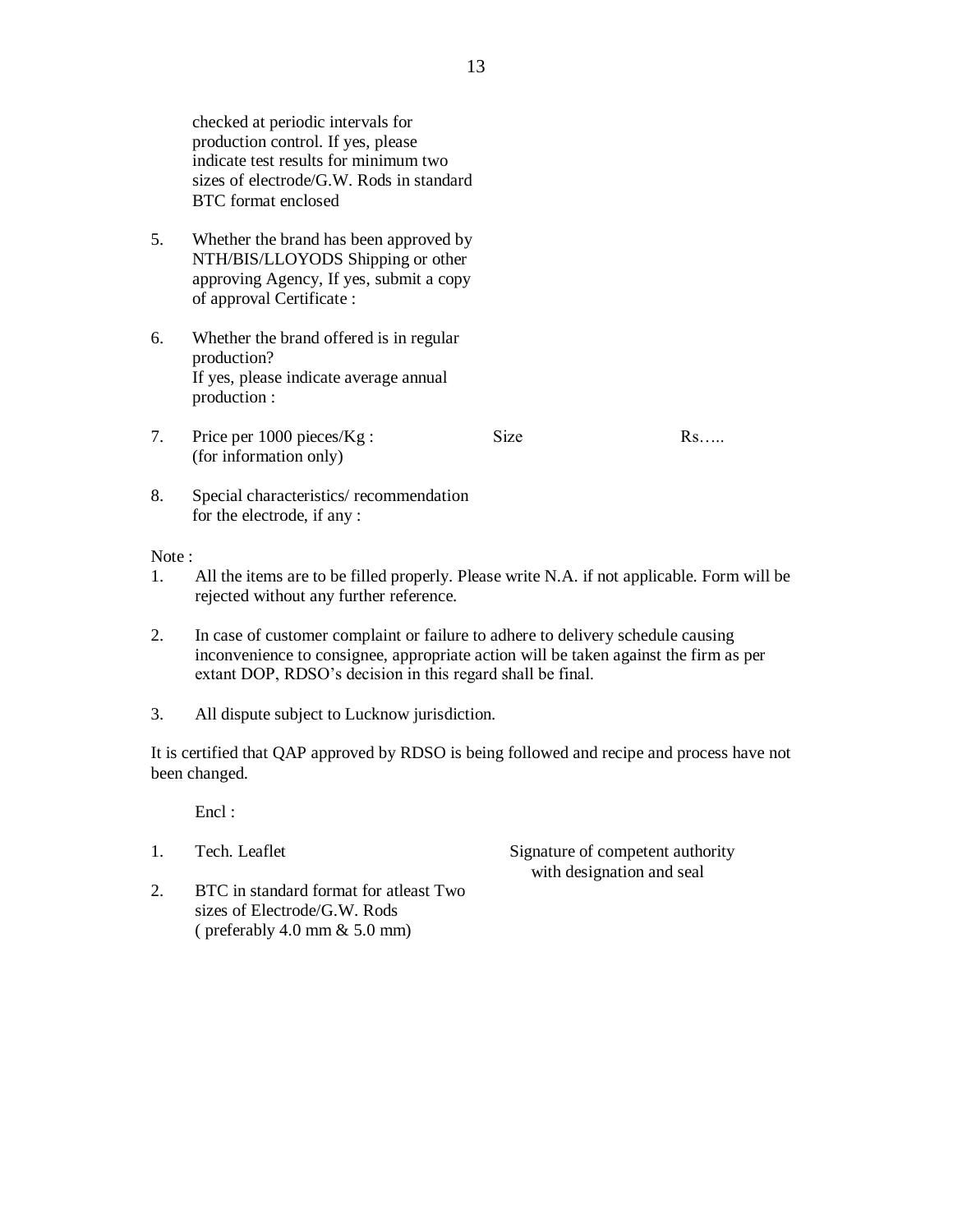checked at periodic intervals for production control. If yes, please indicate test results for minimum two sizes of electrode/G.W. Rods in standard BTC format enclosed

5. Whether the brand has been approved by NTH/BIS/LLOYODS Shipping or other approving Agency, If yes, submit a copy of approval Certificate :

6. Whether the brand offered is in regular production? If yes, please indicate average annual production :

7. Price per 1000 pieces/Kg : (for information only) Size Rs…..

8. Special characteristics/ recommendation for the electrode, if any :

Note :

1. All the items are to be filled properly. Please write N.A. if not applicable. Form will be rejected without any further reference.

2. In case of customer complaint or failure to adhere to delivery schedule causing inconvenience to consignee, appropriate action will be taken against the firm as per extant DOP, RDSO's decision in this regard shall be final.

3. All dispute subject to Lucknow jurisdiction.

It is certified that QAP approved by RDSO is being followed and recipe and process have not been changed.

Encl :

1. Tech. Leaflet
2. BTC in standard format for atleast Two sizes of Electrode/G.W. Rods ( preferably 4.0 mm & 5.0 mm)

Signature of competent authority with designation and seal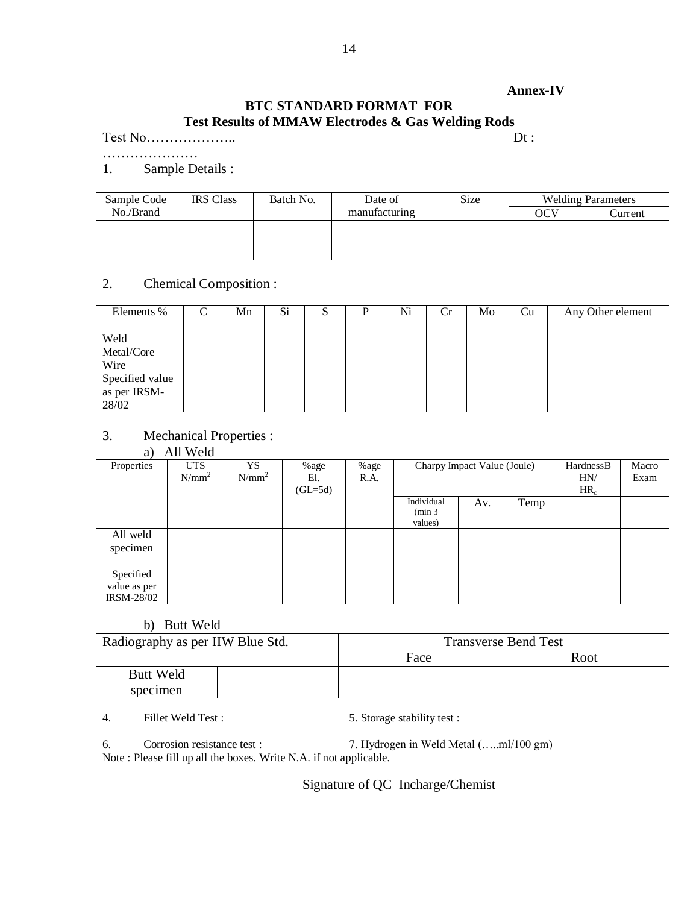**Annex-IV**

## BTC STANDARD FORMAT FOR
## Test Results of MMAW Electrodes & Gas Welding Rods

Test No……………….. Dt : …………………

1. Sample Details :

| Sample Code No./Brand | IRS Class | Batch No. | Date of manufacturing | Size | Welding Parameters | |
|---|---|---|---|---|---|---|
| | | | | | OCV | Current |
| | | | | | | |

2. Chemical Composition :

| Elements % | C | Mn | Si | S | P | Ni | Cr | Mo | Cu | Any Other element |
|---|---|---|---|---|---|---|---|---|---|---|
| Weld Metal/Core Wire | | | | | | | | | | |
| Specified value as per IRSM-28/02 | | | | | | | | | | |

3. Mechanical Properties :

a) All Weld

| Properties | UTS $N/mm^2$ | YS $N/mm^2$ | %age El. (GL=5d) | %age R.A. | Charpy Impact Value (Joule) | | | HardnessB HN/ $HR_c$ | Macro Exam |
|---|---|---|---|---|---|---|---|---|---|
| | | | | | Individual (min 3 values) | Av. | Temp | | |
| All weld specimen | | | | | | | | | |
| Specified value as per IRSM-28/02 | | | | | | | | | |

b) Butt Weld

| Radiography as per IIW Blue Std. | | Transverse Bend Test | |
|---|---|---|---|
| | | Face | Root |
| Butt Weld specimen | | | |

4. Fillet Weld Test :

5. Storage stability test :

6. Corrosion resistance test :

7. Hydrogen in Weld Metal (…..ml/100 gm)

Note : Please fill up all the boxes. Write N.A. if not applicable.

Signature of QC Incharge/Chemist